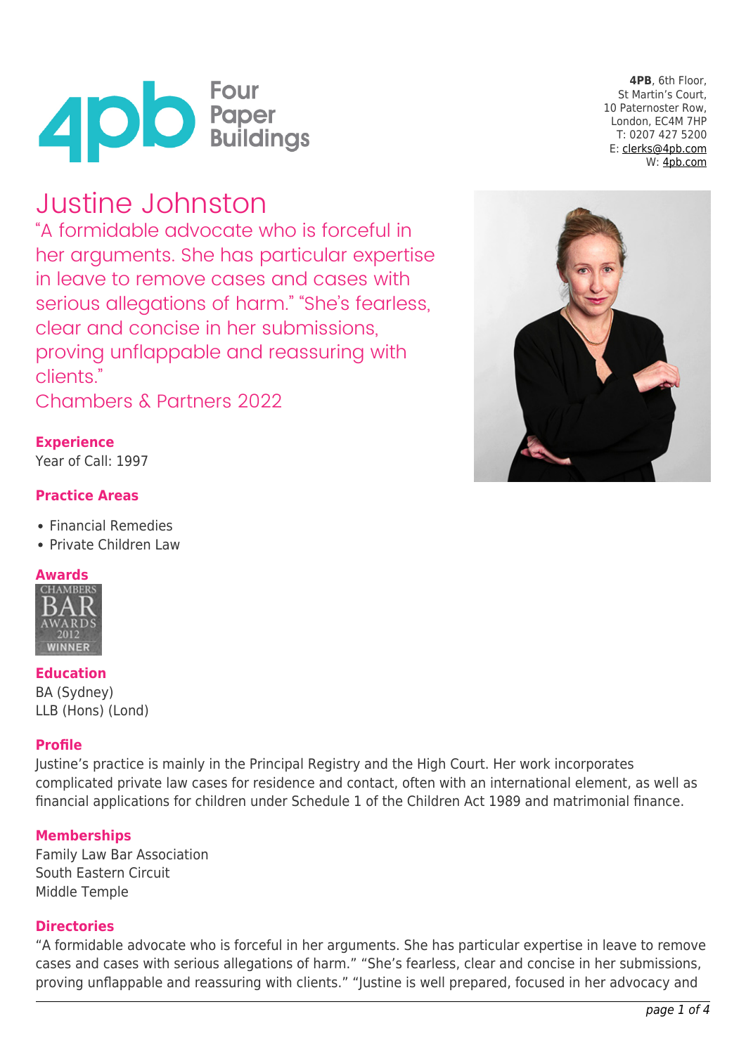# 4pb Four Paper Buildings

**4PB**, 6th Floor,
St Martin's Court,
10 Paternoster Row,
London, EC4M 7HP
T: 0207 427 5200
E: clerks@4pb.com
W: 4pb.com

# Justine Johnston

"A formidable advocate who is forceful in her arguments. She has particular expertise in leave to remove cases and cases with serious allegations of harm." "She's fearless, clear and concise in her submissions, proving unflappable and reassuring with clients."

Chambers & Partners 2022

### Experience

Year of Call: 1997

### Practice Areas

- Financial Remedies
- Private Children Law

### Awards

CHAMBERS BAR AWARDS 2012 WINNER

### Education

BA (Sydney)
LLB (Hons) (Lond)

### Profile

Justine's practice is mainly in the Principal Registry and the High Court. Her work incorporates complicated private law cases for residence and contact, often with an international element, as well as financial applications for children under Schedule 1 of the Children Act 1989 and matrimonial finance.

### Memberships

Family Law Bar Association
South Eastern Circuit
Middle Temple

### Directories

"A formidable advocate who is forceful in her arguments. She has particular expertise in leave to remove cases and cases with serious allegations of harm." "She's fearless, clear and concise in her submissions, proving unflappable and reassuring with clients." "Justine is well prepared, focused in her advocacy and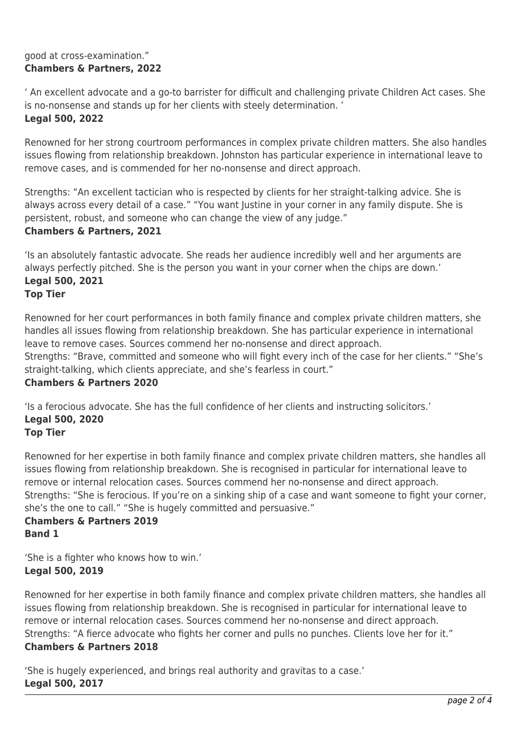good at cross-examination."
**Chambers & Partners, 2022**

' An excellent advocate and a go-to barrister for difficult and challenging private Children Act cases. She is no-nonsense and stands up for her clients with steely determination. '
**Legal 500, 2022**

Renowned for her strong courtroom performances in complex private children matters. She also handles issues flowing from relationship breakdown. Johnston has particular experience in international leave to remove cases, and is commended for her no-nonsense and direct approach.

Strengths: "An excellent tactician who is respected by clients for her straight-talking advice. She is always across every detail of a case." "You want Justine in your corner in any family dispute. She is persistent, robust, and someone who can change the view of any judge."
**Chambers & Partners, 2021**

'Is an absolutely fantastic advocate. She reads her audience incredibly well and her arguments are always perfectly pitched. She is the person you want in your corner when the chips are down.'
**Legal 500, 2021**
**Top Tier**

Renowned for her court performances in both family finance and complex private children matters, she handles all issues flowing from relationship breakdown. She has particular experience in international leave to remove cases. Sources commend her no-nonsense and direct approach.
Strengths: "Brave, committed and someone who will fight every inch of the case for her clients." "She's straight-talking, which clients appreciate, and she's fearless in court."
**Chambers & Partners 2020**

'Is a ferocious advocate. She has the full confidence of her clients and instructing solicitors.'
**Legal 500, 2020**
**Top Tier**

Renowned for her expertise in both family finance and complex private children matters, she handles all issues flowing from relationship breakdown. She is recognised in particular for international leave to remove or internal relocation cases. Sources commend her no-nonsense and direct approach.
Strengths: "She is ferocious. If you're on a sinking ship of a case and want someone to fight your corner, she's the one to call." "She is hugely committed and persuasive."
**Chambers & Partners 2019**
**Band 1**

'She is a fighter who knows how to win.'
**Legal 500, 2019**

Renowned for her expertise in both family finance and complex private children matters, she handles all issues flowing from relationship breakdown. She is recognised in particular for international leave to remove or internal relocation cases. Sources commend her no-nonsense and direct approach.
Strengths: "A fierce advocate who fights her corner and pulls no punches. Clients love her for it."
**Chambers & Partners 2018**

'She is hugely experienced, and brings real authority and gravitas to a case.'
**Legal 500, 2017**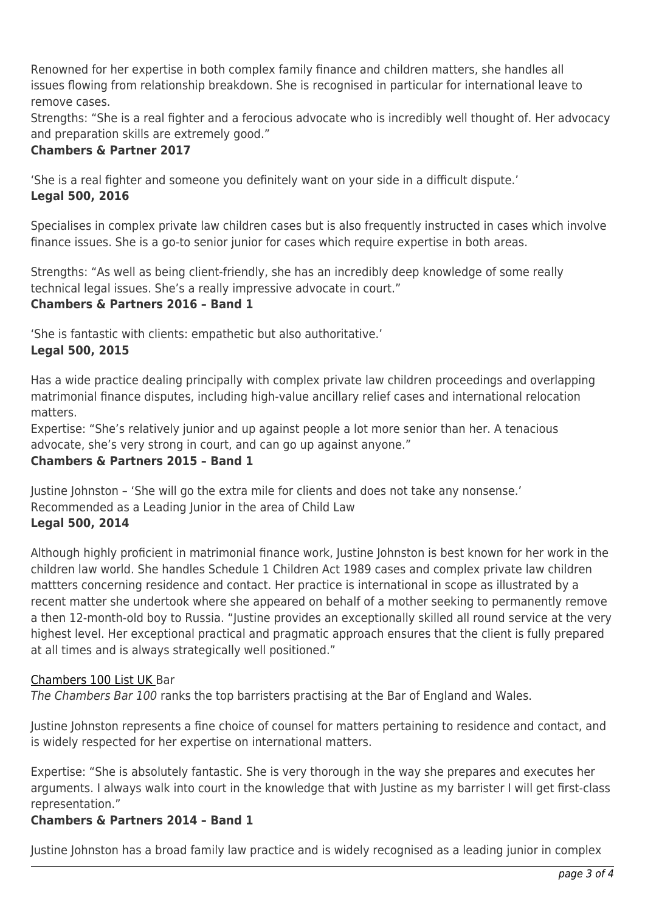Renowned for her expertise in both complex family finance and children matters, she handles all issues flowing from relationship breakdown. She is recognised in particular for international leave to remove cases.
Strengths: "She is a real fighter and a ferocious advocate who is incredibly well thought of. Her advocacy and preparation skills are extremely good."
**Chambers & Partner 2017**

'She is a real fighter and someone you definitely want on your side in a difficult dispute.'
**Legal 500, 2016**

Specialises in complex private law children cases but is also frequently instructed in cases which involve finance issues. She is a go-to senior junior for cases which require expertise in both areas.

Strengths: "As well as being client-friendly, she has an incredibly deep knowledge of some really technical legal issues. She's a really impressive advocate in court."
**Chambers & Partners 2016 – Band 1**

'She is fantastic with clients: empathetic but also authoritative.'
**Legal 500, 2015**

Has a wide practice dealing principally with complex private law children proceedings and overlapping matrimonial finance disputes, including high-value ancillary relief cases and international relocation matters.
Expertise: "She's relatively junior and up against people a lot more senior than her. A tenacious advocate, she's very strong in court, and can go up against anyone."
**Chambers & Partners 2015 – Band 1**

Justine Johnston – 'She will go the extra mile for clients and does not take any nonsense.'
Recommended as a Leading Junior in the area of Child Law
**Legal 500, 2014**

Although highly proficient in matrimonial finance work, Justine Johnston is best known for her work in the children law world. She handles Schedule 1 Children Act 1989 cases and complex private law children mattters concerning residence and contact. Her practice is international in scope as illustrated by a recent matter she undertook where she appeared on behalf of a mother seeking to permanently remove a then 12-month-old boy to Russia. "Justine provides an exceptionally skilled all round service at the very highest level. Her exceptional practical and pragmatic approach ensures that the client is fully prepared at all times and is always strategically well positioned."

Chambers 100 List UK Bar
*The Chambers Bar 100* ranks the top barristers practising at the Bar of England and Wales.

Justine Johnston represents a fine choice of counsel for matters pertaining to residence and contact, and is widely respected for her expertise on international matters.

Expertise: "She is absolutely fantastic. She is very thorough in the way she prepares and executes her arguments. I always walk into court in the knowledge that with Justine as my barrister I will get first-class representation."
**Chambers & Partners 2014 – Band 1**

Justine Johnston has a broad family law practice and is widely recognised as a leading junior in complex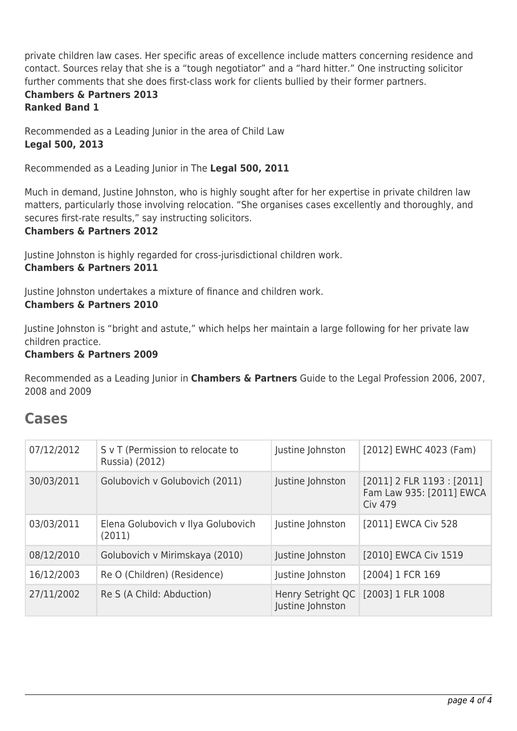private children law cases. Her specific areas of excellence include matters concerning residence and contact. Sources relay that she is a "tough negotiator" and a "hard hitter." One instructing solicitor further comments that she does first-class work for clients bullied by their former partners.
**Chambers & Partners 2013**
**Ranked Band 1**

Recommended as a Leading Junior in the area of Child Law
**Legal 500, 2013**

Recommended as a Leading Junior in The **Legal 500, 2011**

Much in demand, Justine Johnston, who is highly sought after for her expertise in private children law matters, particularly those involving relocation. "She organises cases excellently and thoroughly, and secures first-rate results," say instructing solicitors.
**Chambers & Partners 2012**

Justine Johnston is highly regarded for cross-jurisdictional children work.
**Chambers & Partners 2011**

Justine Johnston undertakes a mixture of finance and children work.
**Chambers & Partners 2010**

Justine Johnston is "bright and astute," which helps her maintain a large following for her private law children practice.
**Chambers & Partners 2009**

Recommended as a Leading Junior in **Chambers & Partners** Guide to the Legal Profession 2006, 2007, 2008 and 2009

## Cases

| | | | |
|---|---|---|---|
| 07/12/2012 | S v T (Permission to relocate to Russia) (2012) | Justine Johnston | [2012] EWHC 4023 (Fam) |
| 30/03/2011 | Golubovich v Golubovich (2011) | Justine Johnston | [2011] 2 FLR 1193 : [2011] Fam Law 935: [2011] EWCA Civ 479 |
| 03/03/2011 | Elena Golubovich v Ilya Golubovich (2011) | Justine Johnston | [2011] EWCA Civ 528 |
| 08/12/2010 | Golubovich v Mirimskaya (2010) | Justine Johnston | [2010] EWCA Civ 1519 |
| 16/12/2003 | Re O (Children) (Residence) | Justine Johnston | [2004] 1 FCR 169 |
| 27/11/2002 | Re S (A Child: Abduction) | Henry Setright QC Justine Johnston | [2003] 1 FLR 1008 |